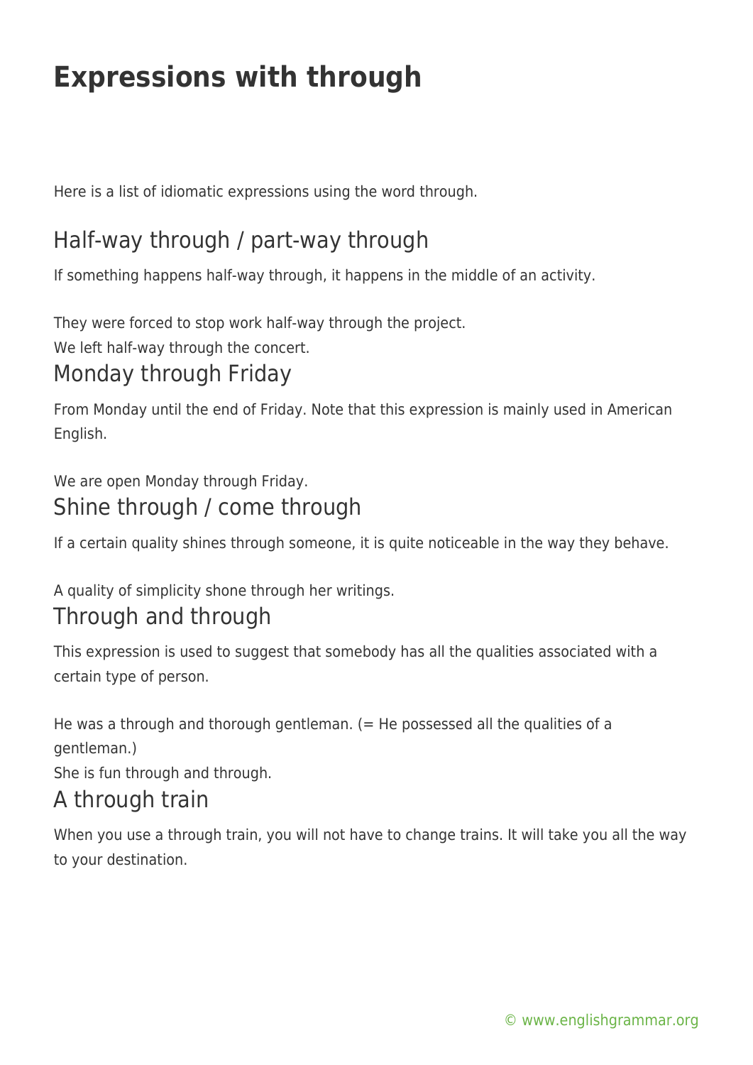# Expressions with through

Here is a list of idiomatic expressions using the word through.

## Half-way through / part-way through

If something happens half-way through, it happens in the middle of an activity.

They were forced to stop work half-way through the project.
We left half-way through the concert.

## Monday through Friday

From Monday until the end of Friday. Note that this expression is mainly used in American English.

We are open Monday through Friday.

## Shine through / come through

If a certain quality shines through someone, it is quite noticeable in the way they behave.

A quality of simplicity shone through her writings.

## Through and through

This expression is used to suggest that somebody has all the qualities associated with a certain type of person.

He was a through and thorough gentleman. (= He possessed all the qualities of a gentleman.)
She is fun through and through.

## A through train

When you use a through train, you will not have to change trains. It will take you all the way to your destination.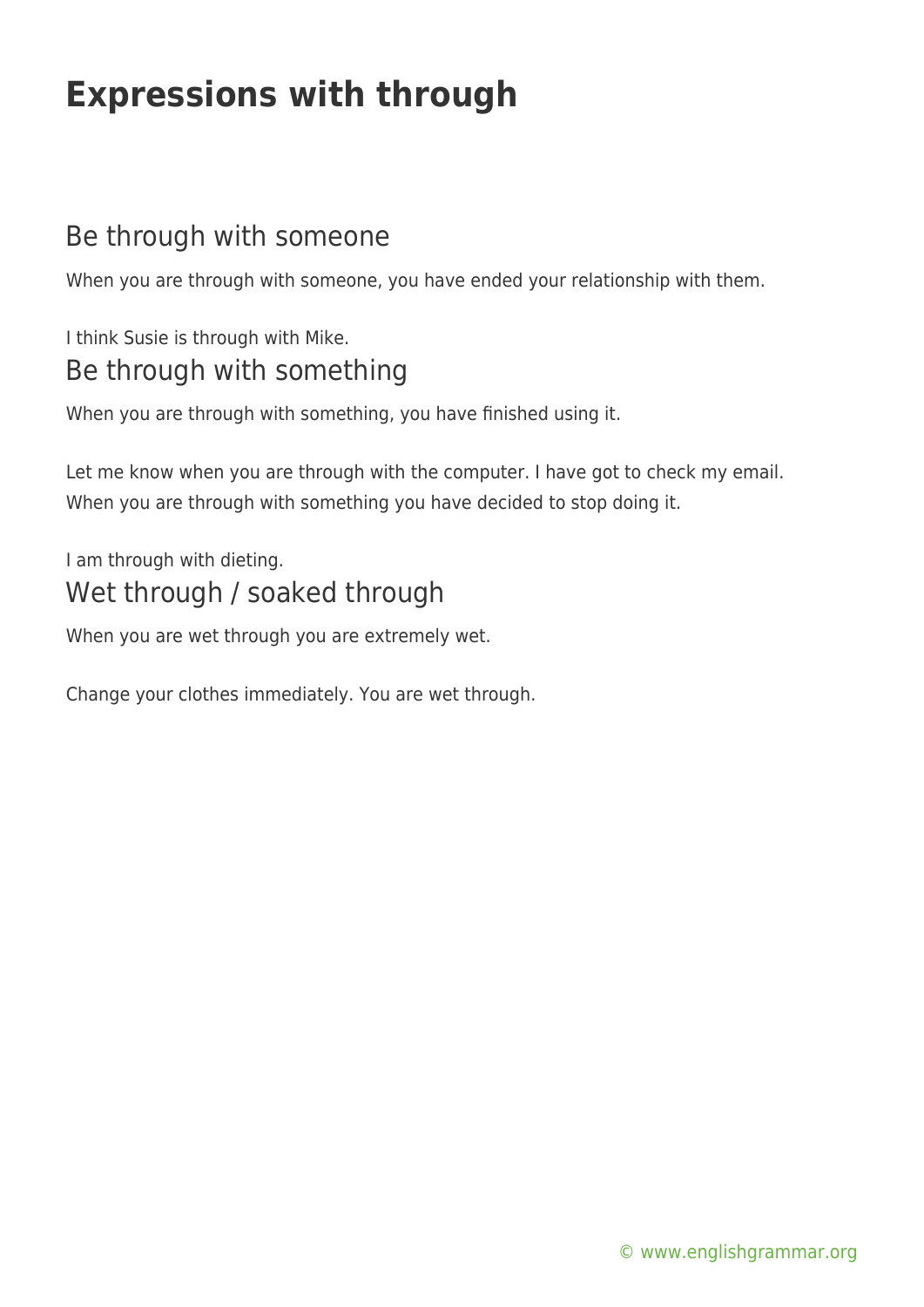# Expressions with through

## Be through with someone

When you are through with someone, you have ended your relationship with them.

I think Susie is through with Mike.

## Be through with something

When you are through with something, you have finished using it.

Let me know when you are through with the computer. I have got to check my email.

When you are through with something you have decided to stop doing it.

I am through with dieting.

## Wet through / soaked through

When you are wet through you are extremely wet.

Change your clothes immediately. You are wet through.